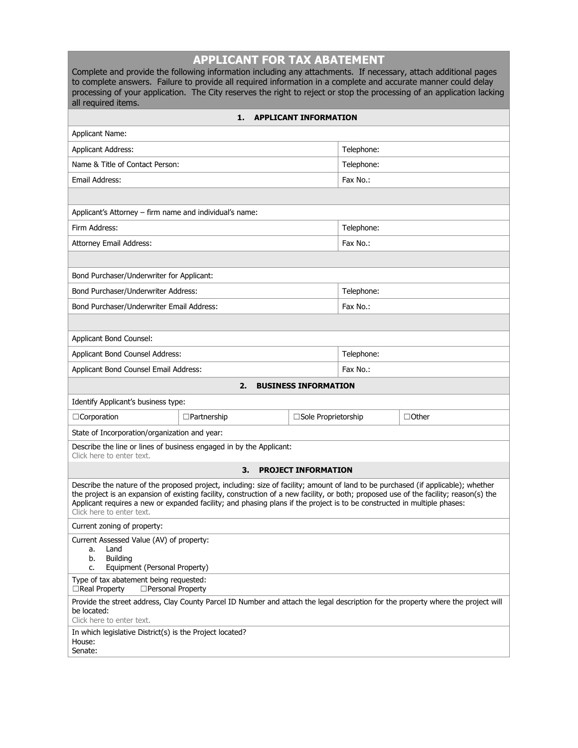# APPLICANT FOR TAX ABATEMENT

Complete and provide the following information including any attachments. If necessary, attach additional pages to complete answers. Failure to provide all required information in a complete and accurate manner could delay processing of your application. The City reserves the right to reject or stop the processing of an application lacking all required items.

## 1. APPLICANT INFORMATION

| | |
|---|---|
| Applicant Name: | |
| Applicant Address: | Telephone: |
| Name & Title of Contact Person: | Telephone: |
| Email Address: | Fax No.: |
| | |
| Applicant's Attorney – firm name and individual's name: | |
| Firm Address: | Telephone: |
| Attorney Email Address: | Fax No.: |
| | |
| Bond Purchaser/Underwriter for Applicant: | |
| Bond Purchaser/Underwriter Address: | Telephone: |
| Bond Purchaser/Underwriter Email Address: | Fax No.: |
| | |
| Applicant Bond Counsel: | |
| Applicant Bond Counsel Address: | Telephone: |
| Applicant Bond Counsel Email Address: | Fax No.: |

## 2. BUSINESS INFORMATION

Identify Applicant's business type:

| | | | |
|---|---|---|---|
| ☐Corporation | ☐Partnership | ☐Sole Proprietorship | ☐Other |

State of Incorporation/organization and year:

Describe the line or lines of business engaged in by the Applicant:
Click here to enter text.

## 3. PROJECT INFORMATION

Describe the nature of the proposed project, including: size of facility; amount of land to be purchased (if applicable); whether the project is an expansion of existing facility, construction of a new facility, or both; proposed use of the facility; reason(s) the Applicant requires a new or expanded facility; and phasing plans if the project is to be constructed in multiple phases:
Click here to enter text.

Current zoning of property:

Current Assessed Value (AV) of property:
a. Land
b. Building
c. Equipment (Personal Property)

Type of tax abatement being requested:
☐Real Property ☐Personal Property

Provide the street address, Clay County Parcel ID Number and attach the legal description for the property where the project will be located:
Click here to enter text.

In which legislative District(s) is the Project located?
House:
Senate: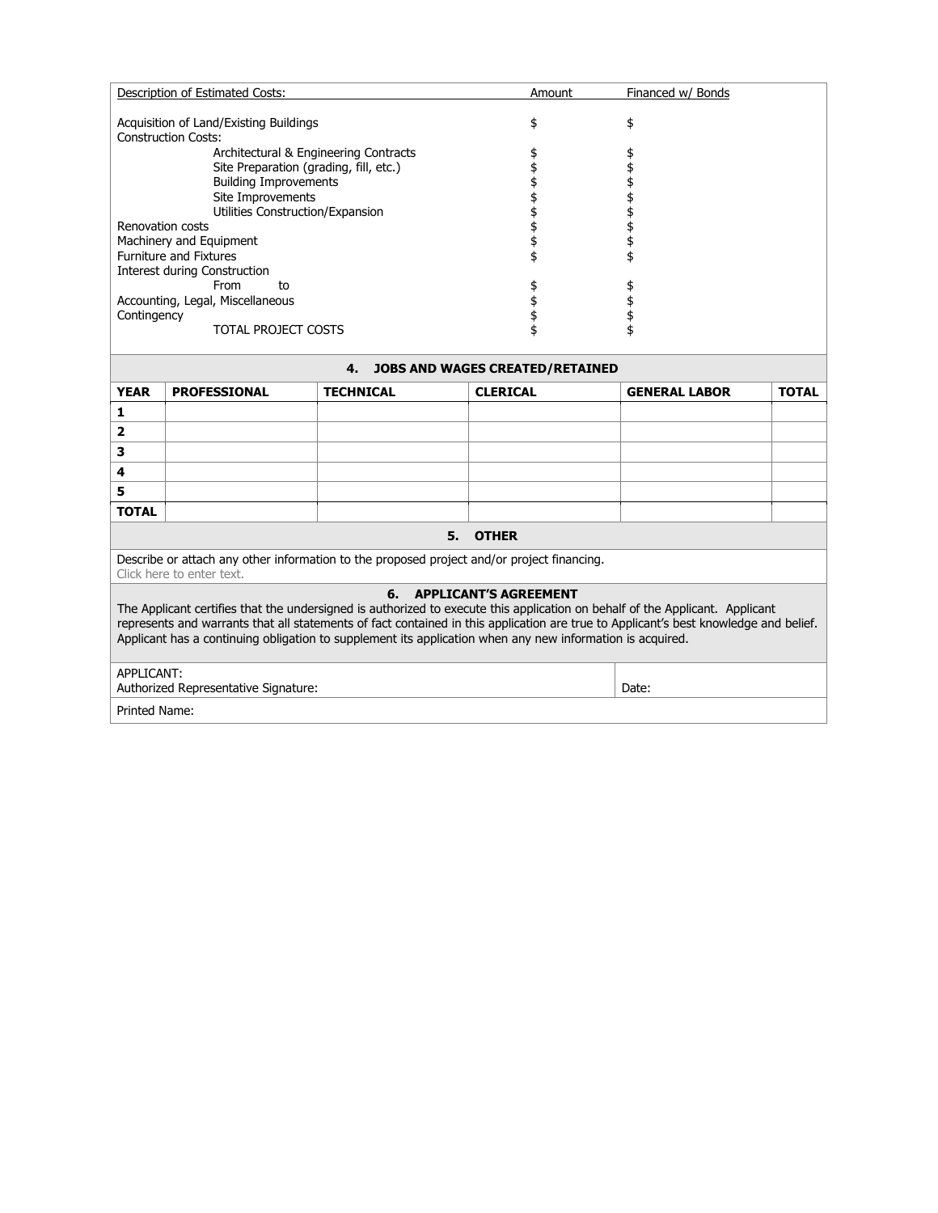| Description of Estimated Costs: | Amount | Financed w/ Bonds |
|---|---|---|
| Acquisition of Land/Existing Buildings | $ | $ |
| Construction Costs: | | |
| Architectural & Engineering Contracts | $ | $ |
| Site Preparation (grading, fill, etc.) | $ | $ |
| Building Improvements | $ | $ |
| Site Improvements | $ | $ |
| Utilities Construction/Expansion | $ | $ |
| Renovation costs | $ | $ |
| Machinery and Equipment | $ | $ |
| Furniture and Fixtures | $ | $ |
| Interest during Construction | | |
| From to | $ | $ |
| Accounting, Legal, Miscellaneous | $ | $ |
| Contingency | $ | $ |
| TOTAL PROJECT COSTS | $ | $ |

## 4. JOBS AND WAGES CREATED/RETAINED

| YEAR | PROFESSIONAL | TECHNICAL | CLERICAL | GENERAL LABOR | TOTAL |
|---|---|---|---|---|---|
| 1 | | | | | |
| 2 | | | | | |
| 3 | | | | | |
| 4 | | | | | |
| 5 | | | | | |
| TOTAL | | | | | |

## 5. OTHER

Describe or attach any other information to the proposed project and/or project financing.
Click here to enter text.

## 6. APPLICANT'S AGREEMENT

The Applicant certifies that the undersigned is authorized to execute this application on behalf of the Applicant. Applicant represents and warrants that all statements of fact contained in this application are true to Applicant's best knowledge and belief. Applicant has a continuing obligation to supplement its application when any new information is acquired.

APPLICANT:
Authorized Representative Signature: Date:

Printed Name: